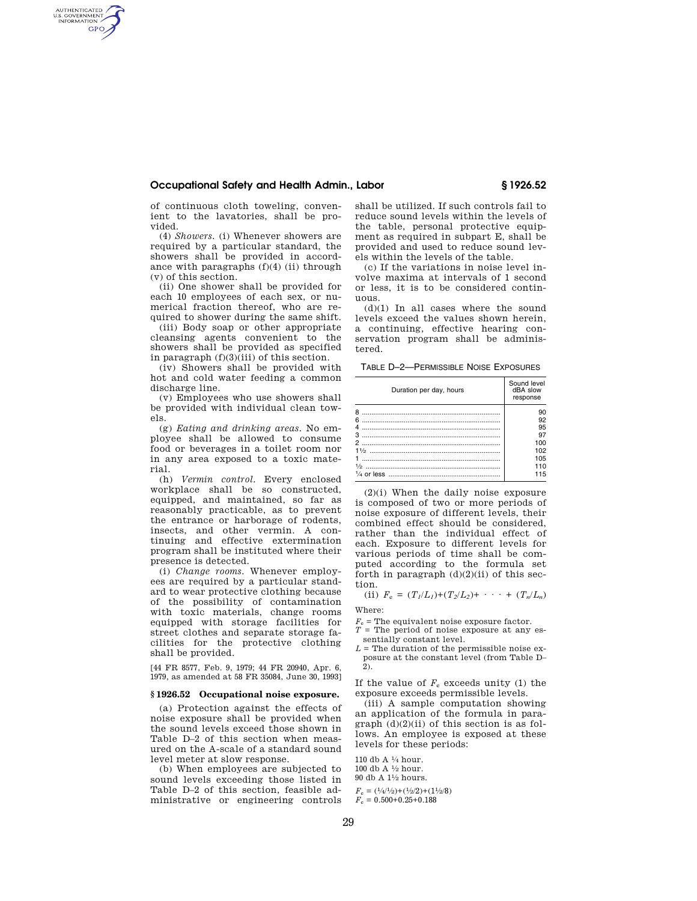of continuous cloth toweling, convenient to the lavatories, shall be provided.

(4) *Showers.* (i) Whenever showers are required by a particular standard, the showers shall be provided in accordance with paragraphs (f)(4) (ii) through (v) of this section.

(ii) One shower shall be provided for each 10 employees of each sex, or numerical fraction thereof, who are required to shower during the same shift.

(iii) Body soap or other appropriate cleansing agents convenient to the showers shall be provided as specified in paragraph (f)(3)(iii) of this section.

(iv) Showers shall be provided with hot and cold water feeding a common discharge line.

(v) Employees who use showers shall be provided with individual clean towels.

(g) *Eating and drinking areas.* No employee shall be allowed to consume food or beverages in a toilet room nor in any area exposed to a toxic material.

(h) *Vermin control.* Every enclosed workplace shall be so constructed, equipped, and maintained, so far as reasonably practicable, as to prevent the entrance or harborage of rodents, insects, and other vermin. A continuing and effective extermination program shall be instituted where their presence is detected.

(i) *Change rooms.* Whenever employees are required by a particular standard to wear protective clothing because of the possibility of contamination with toxic materials, change rooms equipped with storage facilities for street clothes and separate storage facilities for the protective clothing shall be provided.

[44 FR 8577, Feb. 9, 1979; 44 FR 20940, Apr. 6, 1979, as amended at 58 FR 35084, June 30, 1993]

## § 1926.52 Occupational noise exposure.

(a) Protection against the effects of noise exposure shall be provided when the sound levels exceed those shown in Table D–2 of this section when measured on the A-scale of a standard sound level meter at slow response.

(b) When employees are subjected to sound levels exceeding those listed in Table D–2 of this section, feasible administrative or engineering controls shall be utilized. If such controls fail to reduce sound levels within the levels of the table, personal protective equipment as required in subpart E, shall be provided and used to reduce sound levels within the levels of the table.

(c) If the variations in noise level involve maxima at intervals of 1 second or less, it is to be considered continuous.

(d)(1) In all cases where the sound levels exceed the values shown herein, a continuing, effective hearing conservation program shall be administered.

TABLE D–2—PERMISSIBLE NOISE EXPOSURES

| Duration per day, hours | Sound level dBA slow response |
|---|---|
| 8 | 90 |
| 6 | 92 |
| 4 | 95 |
| 3 | 97 |
| 2 | 100 |
| 1½ | 102 |
| 1 | 105 |
| ½ | 110 |
| ¼ or less | 115 |

(2)(i) When the daily noise exposure is composed of two or more periods of noise exposure of different levels, their combined effect should be considered, rather than the individual effect of each. Exposure to different levels for various periods of time shall be computed according to the formula set forth in paragraph (d)(2)(ii) of this section.

(ii) $F_e = (T_1/L_1)+(T_2/L_2)+ \cdots + (T_n/L_n)$

Where:

$F_e$ = The equivalent noise exposure factor.
$T$ = The period of noise exposure at any essentially constant level.
$L$ = The duration of the permissible noise exposure at the constant level (from Table D–2).

If the value of $F_e$ exceeds unity (1) the exposure exceeds permissible levels.

(iii) A sample computation showing an application of the formula in paragraph (d)(2)(ii) of this section is as follows. An employee is exposed at these levels for these periods:

110 db A ¼ hour.
100 db A ½ hour.
90 db A 1½ hours.

$F_e = (\frac{1}{4}/\frac{1}{2})+(\frac{1}{2}/2)+(1\frac{1}{2}/8)$
$F_e = 0.500+0.25+0.188$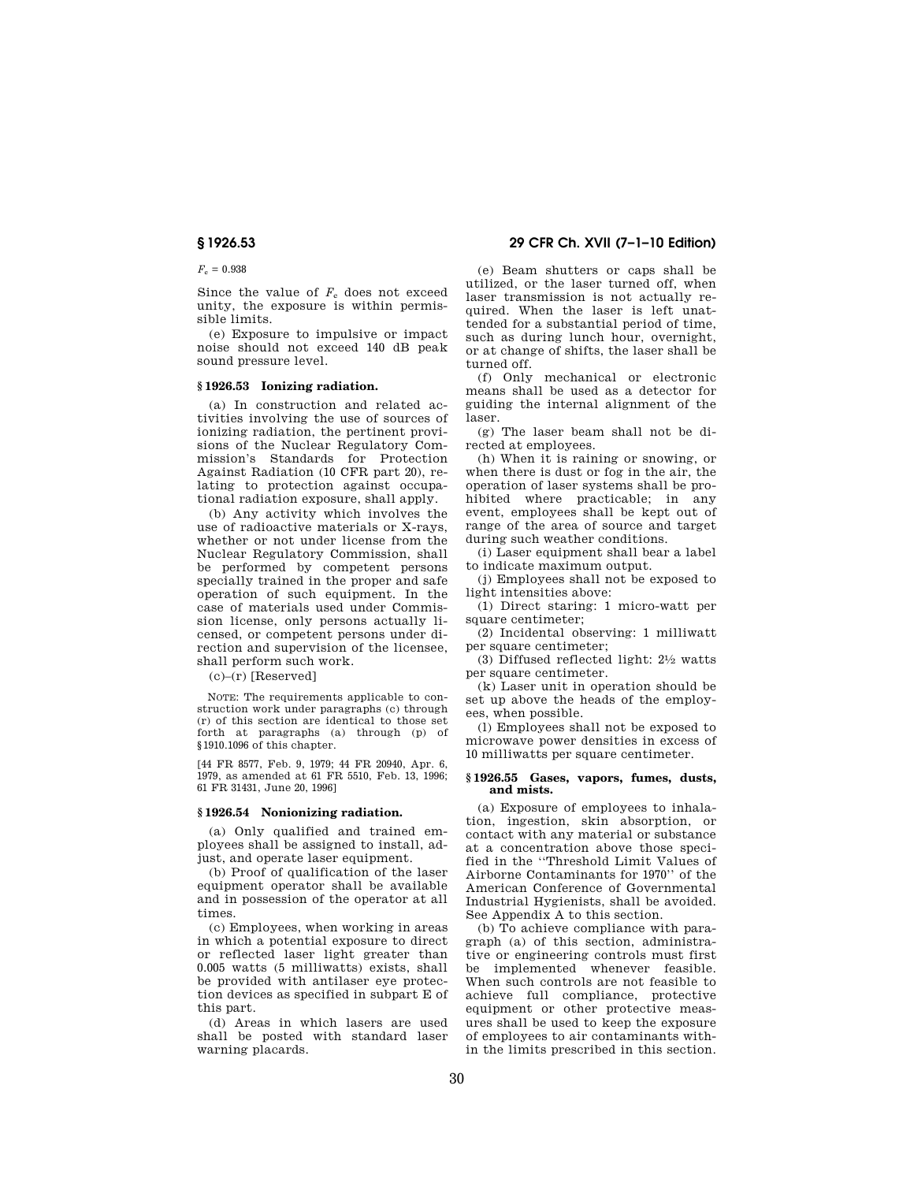$F_e = 0.938$

Since the value of $F_e$ does not exceed unity, the exposure is within permissible limits.

(e) Exposure to impulsive or impact noise should not exceed 140 dB peak sound pressure level.

### § 1926.53 Ionizing radiation.

(a) In construction and related activities involving the use of sources of ionizing radiation, the pertinent provisions of the Nuclear Regulatory Commission's Standards for Protection Against Radiation (10 CFR part 20), relating to protection against occupational radiation exposure, shall apply.

(b) Any activity which involves the use of radioactive materials or X-rays, whether or not under license from the Nuclear Regulatory Commission, shall be performed by competent persons specially trained in the proper and safe operation of such equipment. In the case of materials used under Commission license, only persons actually licensed, or competent persons under direction and supervision of the licensee, shall perform such work.

(c)–(r) [Reserved]

NOTE: The requirements applicable to construction work under paragraphs (c) through (r) of this section are identical to those set forth at paragraphs (a) through (p) of §1910.1096 of this chapter.

[44 FR 8577, Feb. 9, 1979; 44 FR 20940, Apr. 6, 1979, as amended at 61 FR 5510, Feb. 13, 1996; 61 FR 31431, June 20, 1996]

### § 1926.54 Nonionizing radiation.

(a) Only qualified and trained employees shall be assigned to install, adjust, and operate laser equipment.

(b) Proof of qualification of the laser equipment operator shall be available and in possession of the operator at all times.

(c) Employees, when working in areas in which a potential exposure to direct or reflected laser light greater than 0.005 watts (5 milliwatts) exists, shall be provided with antilaser eye protection devices as specified in subpart E of this part.

(d) Areas in which lasers are used shall be posted with standard laser warning placards.

(e) Beam shutters or caps shall be utilized, or the laser turned off, when laser transmission is not actually required. When the laser is left unattended for a substantial period of time, such as during lunch hour, overnight, or at change of shifts, the laser shall be turned off.

(f) Only mechanical or electronic means shall be used as a detector for guiding the internal alignment of the laser.

(g) The laser beam shall not be directed at employees.

(h) When it is raining or snowing, or when there is dust or fog in the air, the operation of laser systems shall be prohibited where practicable; in any event, employees shall be kept out of range of the area of source and target during such weather conditions.

(i) Laser equipment shall bear a label to indicate maximum output.

(j) Employees shall not be exposed to light intensities above:

(1) Direct staring: 1 micro-watt per square centimeter;

(2) Incidental observing: 1 milliwatt per square centimeter;

(3) Diffused reflected light: 2½ watts per square centimeter.

(k) Laser unit in operation should be set up above the heads of the employees, when possible.

(l) Employees shall not be exposed to microwave power densities in excess of 10 milliwatts per square centimeter.

### § 1926.55 Gases, vapors, fumes, dusts, and mists.

(a) Exposure of employees to inhalation, ingestion, skin absorption, or contact with any material or substance at a concentration above those specified in the "Threshold Limit Values of Airborne Contaminants for 1970" of the American Conference of Governmental Industrial Hygienists, shall be avoided. See Appendix A to this section.

(b) To achieve compliance with paragraph (a) of this section, administrative or engineering controls must first be implemented whenever feasible. When such controls are not feasible to achieve full compliance, protective equipment or other protective measures shall be used to keep the exposure of employees to air contaminants within the limits prescribed in this section.